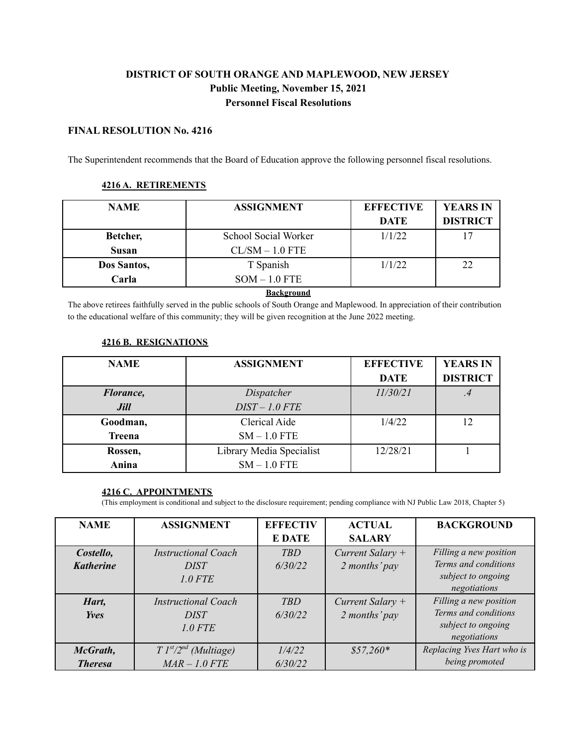**DISTRICT OF SOUTH ORANGE AND MAPLEWOOD, NEW JERSEY**
**Public Meeting, November 15, 2021**
**Personnel Fiscal Resolutions**

## FINAL RESOLUTION No. 4216

The Superintendent recommends that the Board of Education approve the following personnel fiscal resolutions.

### 4216 A. RETIREMENTS

| NAME | ASSIGNMENT | EFFECTIVE DATE | YEARS IN DISTRICT |
|---|---|---|---|
| **Betcher, Susan** | School Social Worker CL/SM – 1.0 FTE | 1/1/22 | 17 |
| **Dos Santos, Carla** | T Spanish SOM – 1.0 FTE | 1/1/22 | 22 |

**Background**

The above retirees faithfully served in the public schools of South Orange and Maplewood. In appreciation of their contribution to the educational welfare of this community; they will be given recognition at the June 2022 meeting.

### 4216 B. RESIGNATIONS

| NAME | ASSIGNMENT | EFFECTIVE DATE | YEARS IN DISTRICT |
|---|---|---|---|
| ***Florance, Jill*** | *Dispatcher DIST – 1.0 FTE* | *11/30/21* | *.4* |
| **Goodman, Treena** | Clerical Aide SM – 1.0 FTE | 1/4/22 | 12 |
| **Rossen, Anina** | Library Media Specialist SM – 1.0 FTE | 12/28/21 | 1 |

### 4216 C. APPOINTMENTS

(This employment is conditional and subject to the disclosure requirement; pending compliance with NJ Public Law 2018, Chapter 5)

| NAME | ASSIGNMENT | EFFECTIVE DATE | ACTUAL SALARY | BACKGROUND |
|---|---|---|---|---|
| ***Costello, Katherine*** | *Instructional Coach DIST 1.0 FTE* | *TBD 6/30/22* | *Current Salary + 2 months' pay* | *Filling a new position Terms and conditions subject to ongoing negotiations* |
| ***Hart, Yves*** | *Instructional Coach DIST 1.0 FTE* | *TBD 6/30/22* | *Current Salary + 2 months' pay* | *Filling a new position Terms and conditions subject to ongoing negotiations* |
| ***McGrath, Theresa*** | *T 1st/2nd (Multiage) MAR – 1.0 FTE* | *1/4/22 6/30/22* | *$57,260** | *Replacing Yves Hart who is being promoted* |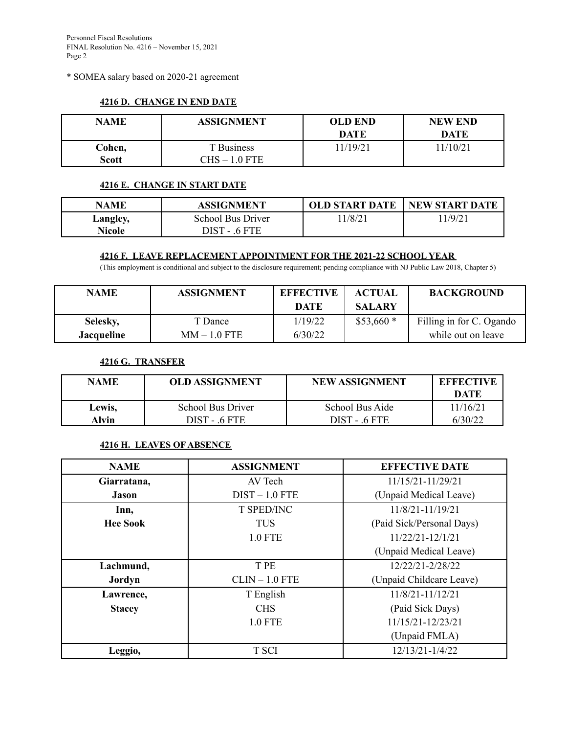\* SOMEA salary based on 2020-21 agreement

**4216 D. CHANGE IN END DATE**

| NAME | ASSIGNMENT | OLD END DATE | NEW END DATE |
|---|---|---|---|
| **Cohen, Scott** | T Business CHS – 1.0 FTE | 11/19/21 | 11/10/21 |

**4216 E. CHANGE IN START DATE**

| NAME | ASSIGNMENT | OLD START DATE | NEW START DATE |
|---|---|---|---|
| **Langley, Nicole** | School Bus Driver DIST - .6 FTE | 11/8/21 | 11/9/21 |

**4216 F. LEAVE REPLACEMENT APPOINTMENT FOR THE 2021-22 SCHOOL YEAR**

(This employment is conditional and subject to the disclosure requirement; pending compliance with NJ Public Law 2018, Chapter 5)

| NAME | ASSIGNMENT | EFFECTIVE DATE | ACTUAL SALARY | BACKGROUND |
|---|---|---|---|---|
| **Selesky, Jacqueline** | T Dance MM – 1.0 FTE | 1/19/22 6/30/22 | $53,660 * | Filling in for C. Ogando while out on leave |

**4216 G. TRANSFER**

| NAME | OLD ASSIGNMENT | NEW ASSIGNMENT | EFFECTIVE DATE |
|---|---|---|---|
| **Lewis, Alvin** | School Bus Driver DIST - .6 FTE | School Bus Aide DIST - .6 FTE | 11/16/21 6/30/22 |

**4216 H. LEAVES OF ABSENCE**

| NAME | ASSIGNMENT | EFFECTIVE DATE |
|---|---|---|
| **Giarratana, Jason** | AV Tech DIST – 1.0 FTE | 11/15/21-11/29/21 (Unpaid Medical Leave) |
| **Inn, Hee Sook** | T SPED/INC TUS 1.0 FTE | 11/8/21-11/19/21 (Paid Sick/Personal Days) 11/22/21-12/1/21 (Unpaid Medical Leave) |
| **Lachmund, Jordyn** | T PE CLIN – 1.0 FTE | 12/22/21-2/28/22 (Unpaid Childcare Leave) |
| **Lawrence, Stacey** | T English CHS 1.0 FTE | 11/8/21-11/12/21 (Paid Sick Days) 11/15/21-12/23/21 (Unpaid FMLA) |
| **Leggio,** | T SCI | 12/13/21-1/4/22 |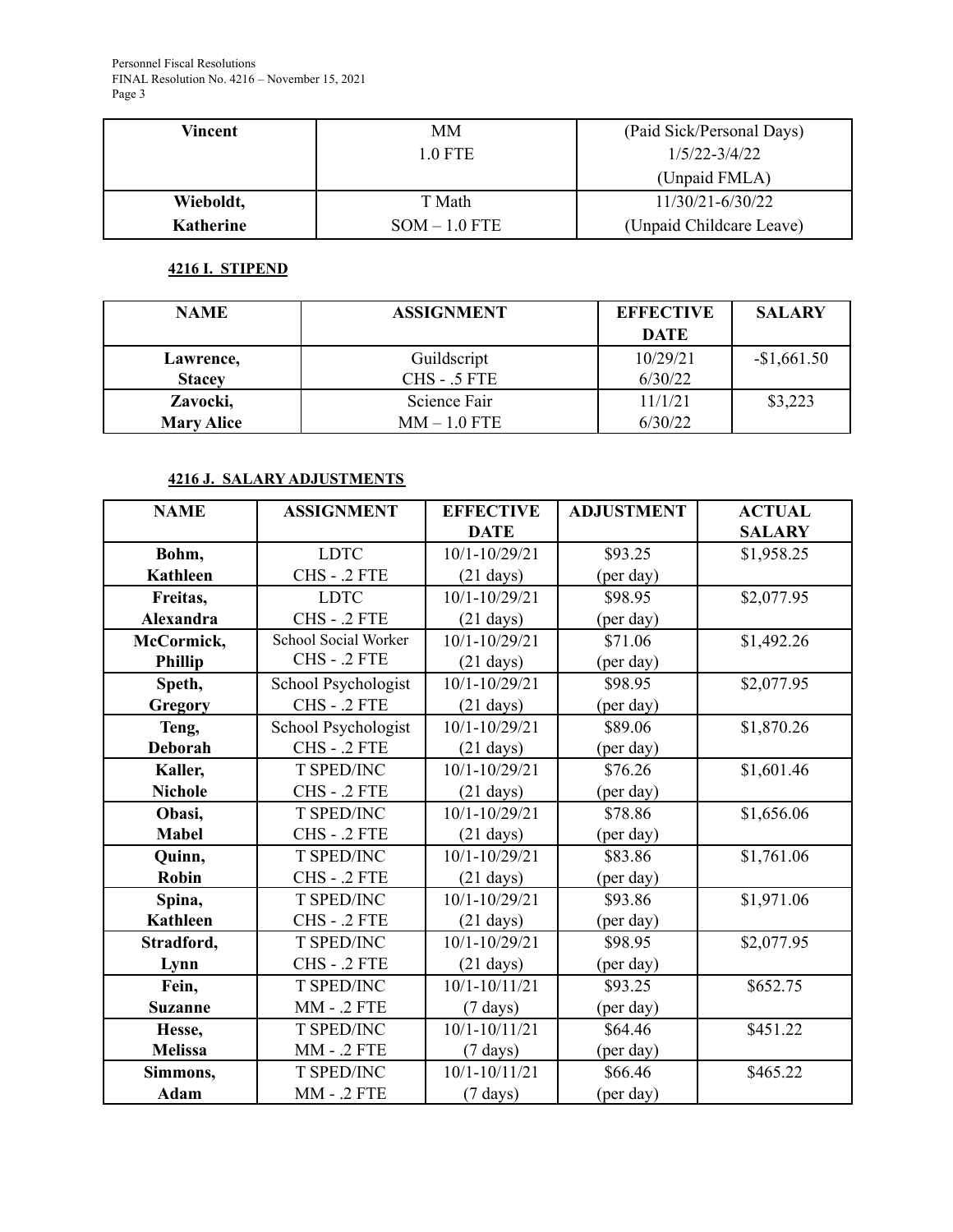| | | |
|---|---|---|
| Vincent | MM<br>1.0 FTE | (Paid Sick/Personal Days)<br>1/5/22-3/4/22<br>(Unpaid FMLA) |
| **Wieboldt, Katherine** | T Math<br>SOM – 1.0 FTE | 11/30/21-6/30/22<br>(Unpaid Childcare Leave) |

### 4216 I. STIPEND

| NAME | ASSIGNMENT | EFFECTIVE DATE | SALARY |
|---|---|---|---|
| **Lawrence, Stacey** | Guildscript<br>CHS - .5 FTE | 10/29/21<br>6/30/22 | -$1,661.50 |
| **Zavocki, Mary Alice** | Science Fair<br>MM – 1.0 FTE | 11/1/21<br>6/30/22 | $3,223 |

### 4216 J. SALARY ADJUSTMENTS

| NAME | ASSIGNMENT | EFFECTIVE DATE | ADJUSTMENT | ACTUAL SALARY |
|---|---|---|---|---|
| **Bohm, Kathleen** | LDTC<br>CHS - .2 FTE | 10/1-10/29/21<br>(21 days) | $93.25<br>(per day) | $1,958.25 |
| **Freitas, Alexandra** | LDTC<br>CHS - .2 FTE | 10/1-10/29/21<br>(21 days) | $98.95<br>(per day) | $2,077.95 |
| **McCormick, Phillip** | School Social Worker<br>CHS - .2 FTE | 10/1-10/29/21<br>(21 days) | $71.06<br>(per day) | $1,492.26 |
| **Speth, Gregory** | School Psychologist<br>CHS - .2 FTE | 10/1-10/29/21<br>(21 days) | $98.95<br>(per day) | $2,077.95 |
| **Teng, Deborah** | School Psychologist<br>CHS - .2 FTE | 10/1-10/29/21<br>(21 days) | $89.06<br>(per day) | $1,870.26 |
| **Kaller, Nichole** | T SPED/INC<br>CHS - .2 FTE | 10/1-10/29/21<br>(21 days) | $76.26<br>(per day) | $1,601.46 |
| **Obasi, Mabel** | T SPED/INC<br>CHS - .2 FTE | 10/1-10/29/21<br>(21 days) | $78.86<br>(per day) | $1,656.06 |
| **Quinn, Robin** | T SPED/INC<br>CHS - .2 FTE | 10/1-10/29/21<br>(21 days) | $83.86<br>(per day) | $1,761.06 |
| **Spina, Kathleen** | T SPED/INC<br>CHS - .2 FTE | 10/1-10/29/21<br>(21 days) | $93.86<br>(per day) | $1,971.06 |
| **Stradford, Lynn** | T SPED/INC<br>CHS - .2 FTE | 10/1-10/29/21<br>(21 days) | $98.95<br>(per day) | $2,077.95 |
| **Fein, Suzanne** | T SPED/INC<br>MM - .2 FTE | 10/1-10/11/21<br>(7 days) | $93.25<br>(per day) | $652.75 |
| **Hesse, Melissa** | T SPED/INC<br>MM - .2 FTE | 10/1-10/11/21<br>(7 days) | $64.46<br>(per day) | $451.22 |
| **Simmons, Adam** | T SPED/INC<br>MM - .2 FTE | 10/1-10/11/21<br>(7 days) | $66.46<br>(per day) | $465.22 |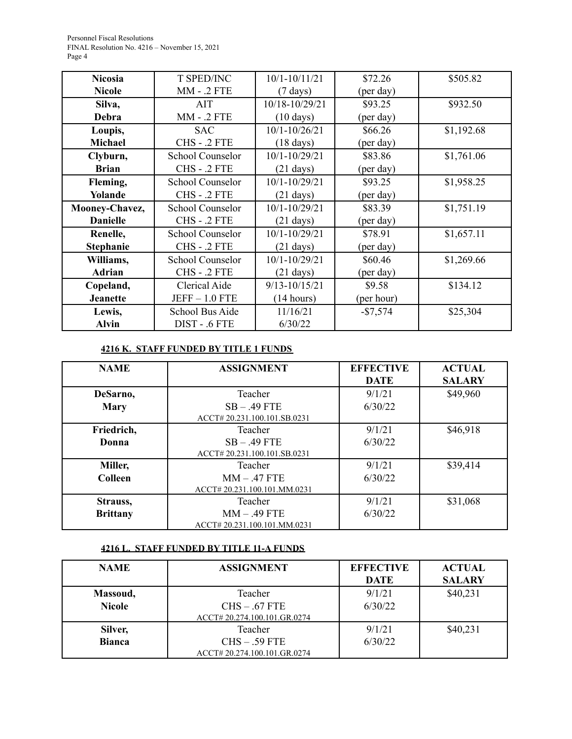| | | | | |
|---|---|---|---|---|
| **Nicosia Nicole** | T SPED/INC MM - .2 FTE | 10/1-10/11/21 (7 days) | $72.26 (per day) | $505.82 |
| **Silva, Debra** | AIT MM - .2 FTE | 10/18-10/29/21 (10 days) | $93.25 (per day) | $932.50 |
| **Loupis, Michael** | SAC CHS - .2 FTE | 10/1-10/26/21 (18 days) | $66.26 (per day) | $1,192.68 |
| **Clyburn, Brian** | School Counselor CHS - .2 FTE | 10/1-10/29/21 (21 days) | $83.86 (per day) | $1,761.06 |
| **Fleming, Yolande** | School Counselor CHS - .2 FTE | 10/1-10/29/21 (21 days) | $93.25 (per day) | $1,958.25 |
| **Mooney-Chavez, Danielle** | School Counselor CHS - .2 FTE | 10/1-10/29/21 (21 days) | $83.39 (per day) | $1,751.19 |
| **Renelle, Stephanie** | School Counselor CHS - .2 FTE | 10/1-10/29/21 (21 days) | $78.91 (per day) | $1,657.11 |
| **Williams, Adrian** | School Counselor CHS - .2 FTE | 10/1-10/29/21 (21 days) | $60.46 (per day) | $1,269.66 |
| **Copeland, Jeanette** | Clerical Aide JEFF – 1.0 FTE | 9/13-10/15/21 (14 hours) | $9.58 (per hour) | $134.12 |
| **Lewis, Alvin** | School Bus Aide DIST - .6 FTE | 11/16/21 6/30/22 | -$7,574 | $25,304 |

**4216 K. STAFF FUNDED BY TITLE 1 FUNDS**

| NAME | ASSIGNMENT | EFFECTIVE DATE | ACTUAL SALARY |
|---|---|---|---|
| **DeSarno, Mary** | Teacher SB – .49 FTE ACCT# 20.231.100.101.SB.0231 | 9/1/21 6/30/22 | $49,960 |
| **Friedrich, Donna** | Teacher SB – .49 FTE ACCT# 20.231.100.101.SB.0231 | 9/1/21 6/30/22 | $46,918 |
| **Miller, Colleen** | Teacher MM – .47 FTE ACCT# 20.231.100.101.MM.0231 | 9/1/21 6/30/22 | $39,414 |
| **Strauss, Brittany** | Teacher MM – .49 FTE ACCT# 20.231.100.101.MM.0231 | 9/1/21 6/30/22 | $31,068 |

**4216 L. STAFF FUNDED BY TITLE 11-A FUNDS**

| NAME | ASSIGNMENT | EFFECTIVE DATE | ACTUAL SALARY |
|---|---|---|---|
| **Massoud, Nicole** | Teacher CHS – .67 FTE ACCT# 20.274.100.101.GR.0274 | 9/1/21 6/30/22 | $40,231 |
| **Silver, Bianca** | Teacher CHS – .59 FTE ACCT# 20.274.100.101.GR.0274 | 9/1/21 6/30/22 | $40,231 |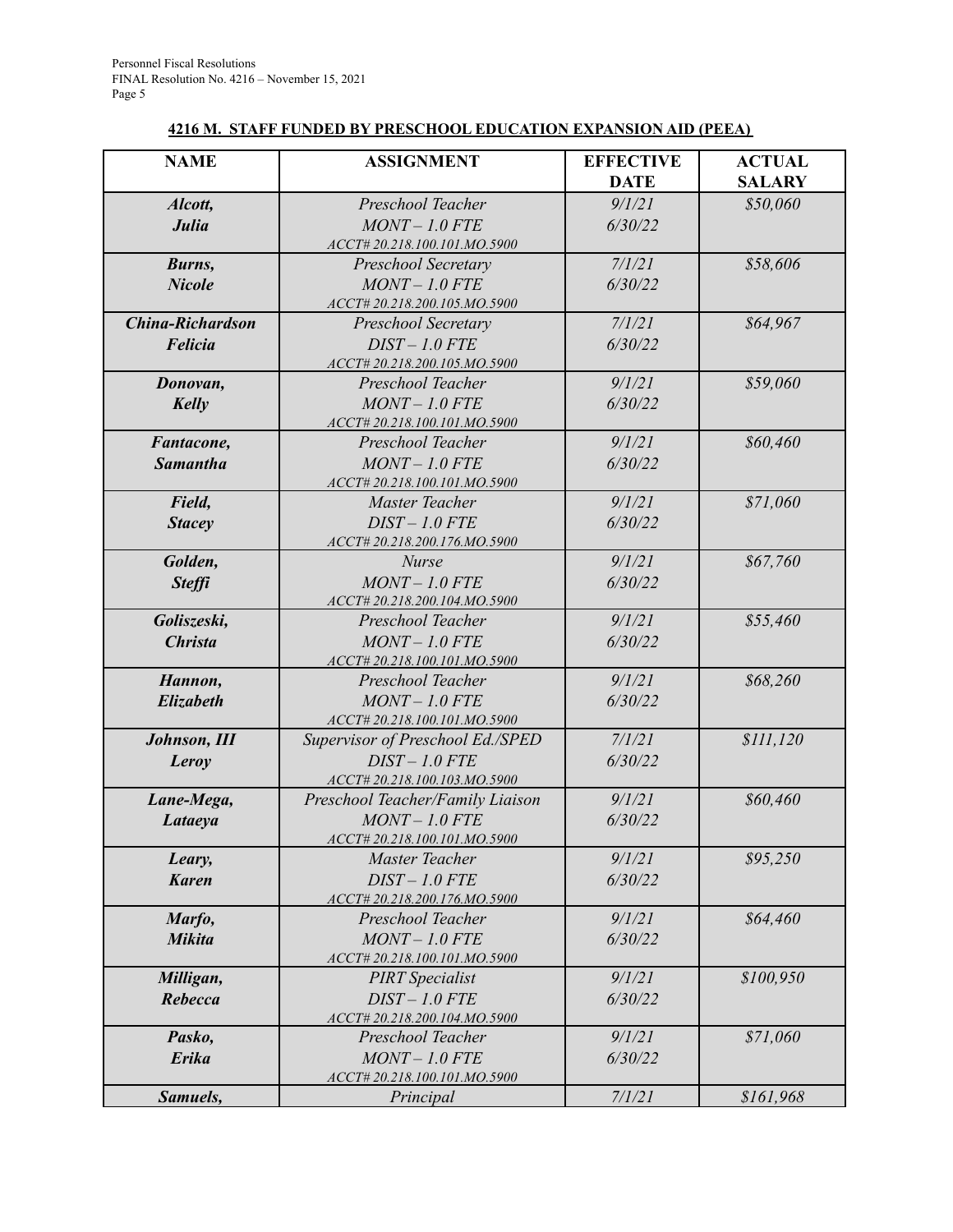## 4216 M. STAFF FUNDED BY PRESCHOOL EDUCATION EXPANSION AID (PEEA)

| NAME | ASSIGNMENT | EFFECTIVE DATE | ACTUAL SALARY |
|---|---|---|---|
| ***Alcott, Julia*** | *Preschool Teacher MONT – 1.0 FTE ACCT# 20.218.100.101.MO.5900* | *9/1/21 6/30/22* | *$50,060* |
| ***Burns, Nicole*** | *Preschool Secretary MONT – 1.0 FTE ACCT# 20.218.200.105.MO.5900* | *7/1/21 6/30/22* | *$58,606* |
| ***China-Richardson Felicia*** | *Preschool Secretary DIST – 1.0 FTE ACCT# 20.218.200.105.MO.5900* | *7/1/21 6/30/22* | *$64,967* |
| ***Donovan, Kelly*** | *Preschool Teacher MONT – 1.0 FTE ACCT# 20.218.100.101.MO.5900* | *9/1/21 6/30/22* | *$59,060* |
| ***Fantacone, Samantha*** | *Preschool Teacher MONT – 1.0 FTE ACCT# 20.218.100.101.MO.5900* | *9/1/21 6/30/22* | *$60,460* |
| ***Field, Stacey*** | *Master Teacher DIST – 1.0 FTE ACCT# 20.218.200.176.MO.5900* | *9/1/21 6/30/22* | *$71,060* |
| ***Golden, Steffi*** | *Nurse MONT – 1.0 FTE ACCT# 20.218.200.104.MO.5900* | *9/1/21 6/30/22* | *$67,760* |
| ***Goliszeski, Christa*** | *Preschool Teacher MONT – 1.0 FTE ACCT# 20.218.100.101.MO.5900* | *9/1/21 6/30/22* | *$55,460* |
| ***Hannon, Elizabeth*** | *Preschool Teacher MONT – 1.0 FTE ACCT# 20.218.100.101.MO.5900* | *9/1/21 6/30/22* | *$68,260* |
| ***Johnson, III Leroy*** | *Supervisor of Preschool Ed./SPED DIST – 1.0 FTE ACCT# 20.218.100.103.MO.5900* | *7/1/21 6/30/22* | *$111,120* |
| ***Lane-Mega, Lataeya*** | *Preschool Teacher/Family Liaison MONT – 1.0 FTE ACCT# 20.218.100.101.MO.5900* | *9/1/21 6/30/22* | *$60,460* |
| ***Leary, Karen*** | *Master Teacher DIST – 1.0 FTE ACCT# 20.218.200.176.MO.5900* | *9/1/21 6/30/22* | *$95,250* |
| ***Marfo, Mikita*** | *Preschool Teacher MONT – 1.0 FTE ACCT# 20.218.100.101.MO.5900* | *9/1/21 6/30/22* | *$64,460* |
| ***Milligan, Rebecca*** | *PIRT Specialist DIST – 1.0 FTE ACCT# 20.218.200.104.MO.5900* | *9/1/21 6/30/22* | *$100,950* |
| ***Pasko, Erika*** | *Preschool Teacher MONT – 1.0 FTE ACCT# 20.218.100.101.MO.5900* | *9/1/21 6/30/22* | *$71,060* |
| ***Samuels,*** | *Principal* | *7/1/21* | *$161,968* |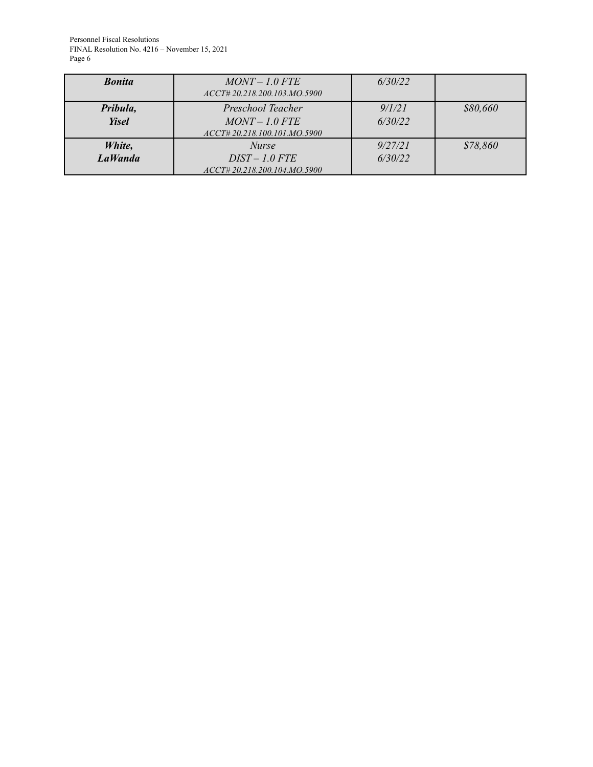| | | | |
|---|---|---|---|
| ***Bonita*** | *MONT – 1.0 FTE*<br>*ACCT# 20.218.200.103.MO.5900* | *6/30/22* | |
| ***Pribula,***<br>***Yisel*** | *Preschool Teacher*<br>*MONT – 1.0 FTE*<br>*ACCT# 20.218.100.101.MO.5900* | *9/1/21*<br>*6/30/22* | *$80,660* |
| ***White,***<br>***LaWanda*** | *Nurse*<br>*DIST – 1.0 FTE*<br>*ACCT# 20.218.200.104.MO.5900* | *9/27/21*<br>*6/30/22* | *$78,860* |